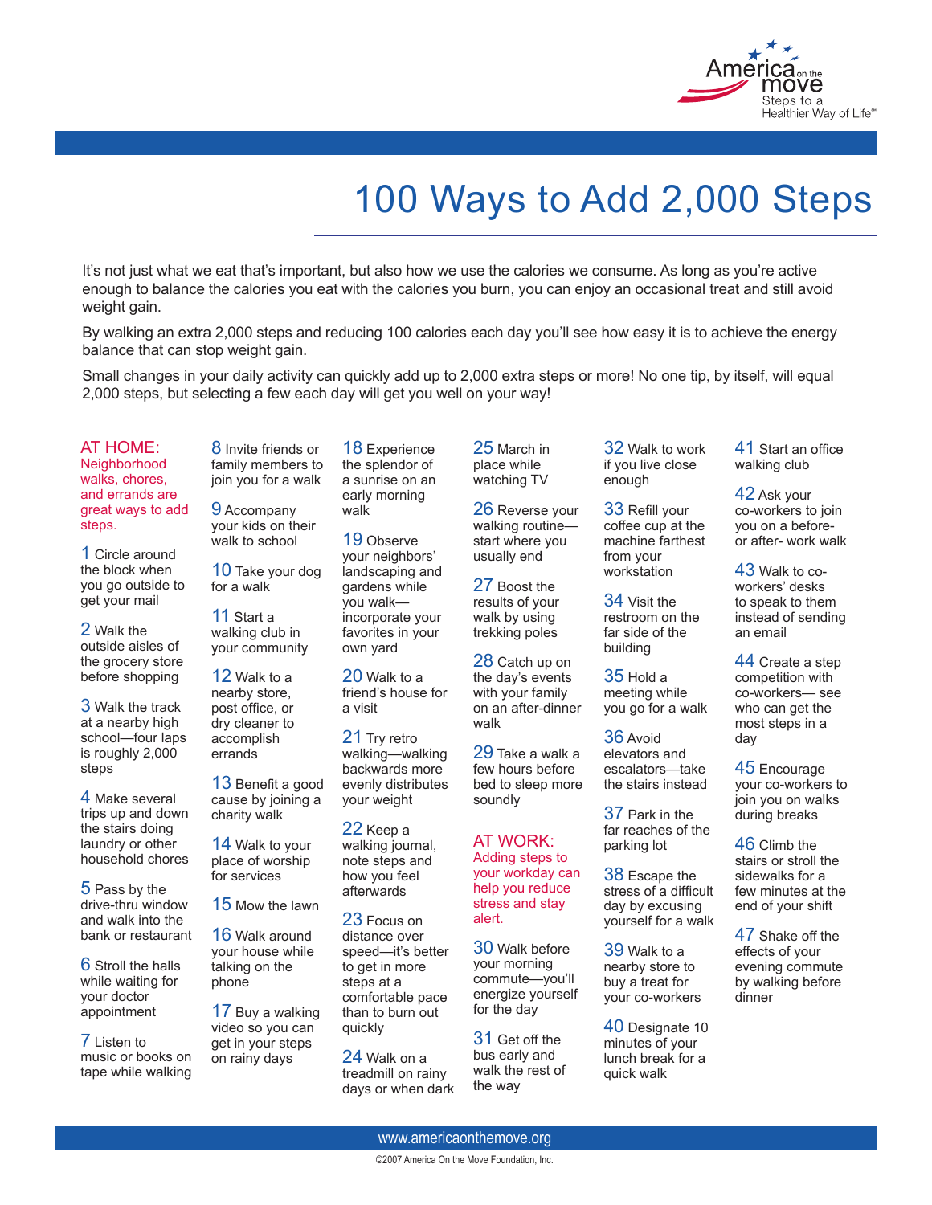America on the move
Steps to a Healthier Way of Life℠

# 100 Ways to Add 2,000 Steps

It's not just what we eat that's important, but also how we use the calories we consume. As long as you're active enough to balance the calories you eat with the calories you burn, you can enjoy an occasional treat and still avoid weight gain.

By walking an extra 2,000 steps and reducing 100 calories each day you'll see how easy it is to achieve the energy balance that can stop weight gain.

Small changes in your daily activity can quickly add up to 2,000 extra steps or more! No one tip, by itself, will equal 2,000 steps, but selecting a few each day will get you well on your way!

## AT HOME:

Neighborhood walks, chores, and errands are great ways to add steps.

1 Circle around the block when you go outside to get your mail

2 Walk the outside aisles of the grocery store before shopping

3 Walk the track at a nearby high school—four laps is roughly 2,000 steps

4 Make several trips up and down the stairs doing laundry or other household chores

5 Pass by the drive-thru window and walk into the bank or restaurant

6 Stroll the halls while waiting for your doctor appointment

7 Listen to music or books on tape while walking

8 Invite friends or family members to join you for a walk

9 Accompany your kids on their walk to school

10 Take your dog for a walk

11 Start a walking club in your community

12 Walk to a nearby store, post office, or dry cleaner to accomplish errands

13 Benefit a good cause by joining a charity walk

14 Walk to your place of worship for services

15 Mow the lawn

16 Walk around your house while talking on the phone

17 Buy a walking video so you can get in your steps on rainy days

18 Experience the splendor of a sunrise on an early morning walk

19 Observe your neighbors' landscaping and gardens while you walk—incorporate your favorites in your own yard

20 Walk to a friend's house for a visit

21 Try retro walking—walking backwards more evenly distributes your weight

22 Keep a walking journal, note steps and how you feel afterwards

23 Focus on distance over speed—it's better to get in more steps at a comfortable pace than to burn out quickly

24 Walk on a treadmill on rainy days or when dark

25 March in place while watching TV

26 Reverse your walking routine—start where you usually end

27 Boost the results of your walk by using trekking poles

28 Catch up on the day's events with your family on an after-dinner walk

29 Take a walk a few hours before bed to sleep more soundly

## AT WORK:

Adding steps to your workday can help you reduce stress and stay alert.

30 Walk before your morning commute—you'll energize yourself for the day

31 Get off the bus early and walk the rest of the way

32 Walk to work if you live close enough

33 Refill your coffee cup at the machine farthest from your workstation

34 Visit the restroom on the far side of the building

35 Hold a meeting while you go for a walk

36 Avoid elevators and escalators—take the stairs instead

37 Park in the far reaches of the parking lot

38 Escape the stress of a difficult day by excusing yourself for a walk

39 Walk to a nearby store to buy a treat for your co-workers

40 Designate 10 minutes of your lunch break for a quick walk

41 Start an office walking club

42 Ask your co-workers to join you on a before- or after- work walk

43 Walk to co-workers' desks to speak to them instead of sending an email

44 Create a step competition with co-workers— see who can get the most steps in a day

45 Encourage your co-workers to join you on walks during breaks

46 Climb the stairs or stroll the sidewalks for a few minutes at the end of your shift

47 Shake off the effects of your evening commute by walking before dinner

www.americaonthemove.org

©2007 America On the Move Foundation, Inc.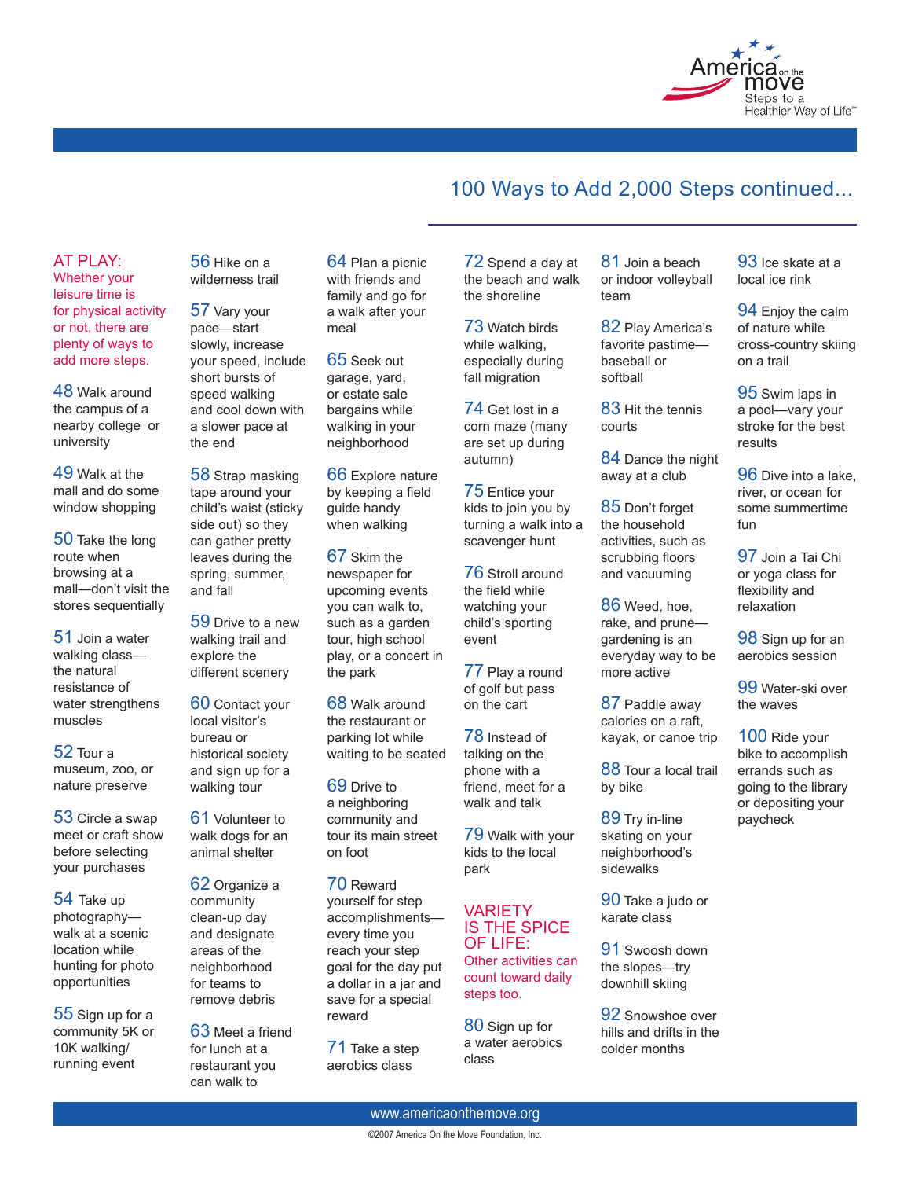# 100 Ways to Add 2,000 Steps continued...

## AT PLAY:

Whether your leisure time is for physical activity or not, there are plenty of ways to add more steps.

48 Walk around the campus of a nearby college or university

49 Walk at the mall and do some window shopping

50 Take the long route when browsing at a mall—don't visit the stores sequentially

51 Join a water walking class—the natural resistance of water strengthens muscles

52 Tour a museum, zoo, or nature preserve

53 Circle a swap meet or craft show before selecting your purchases

54 Take up photography—walk at a scenic location while hunting for photo opportunities

55 Sign up for a community 5K or 10K walking/running event

56 Hike on a wilderness trail

57 Vary your pace—start slowly, increase your speed, include short bursts of speed walking and cool down with a slower pace at the end

58 Strap masking tape around your child's waist (sticky side out) so they can gather pretty leaves during the spring, summer, and fall

59 Drive to a new walking trail and explore the different scenery

60 Contact your local visitor's bureau or historical society and sign up for a walking tour

61 Volunteer to walk dogs for an animal shelter

62 Organize a community clean-up day and designate areas of the neighborhood for teams to remove debris

63 Meet a friend for lunch at a restaurant you can walk to

64 Plan a picnic with friends and family and go for a walk after your meal

65 Seek out garage, yard, or estate sale bargains while walking in your neighborhood

66 Explore nature by keeping a field guide handy when walking

67 Skim the newspaper for upcoming events you can walk to, such as a garden tour, high school play, or a concert in the park

68 Walk around the restaurant or parking lot while waiting to be seated

69 Drive to a neighboring community and tour its main street on foot

70 Reward yourself for step accomplishments—every time you reach your step goal for the day put a dollar in a jar and save for a special reward

71 Take a step aerobics class

72 Spend a day at the beach and walk the shoreline

73 Watch birds while walking, especially during fall migration

74 Get lost in a corn maze (many are set up during autumn)

75 Entice your kids to join you by turning a walk into a scavenger hunt

76 Stroll around the field while watching your child's sporting event

77 Play a round of golf but pass on the cart

78 Instead of talking on the phone with a friend, meet for a walk and talk

79 Walk with your kids to the local park

## VARIETY IS THE SPICE OF LIFE:

Other activities can count toward daily steps too.

80 Sign up for a water aerobics class

81 Join a beach or indoor volleyball team

82 Play America's favorite pastime—baseball or softball

83 Hit the tennis courts

84 Dance the night away at a club

85 Don't forget the household activities, such as scrubbing floors and vacuuming

86 Weed, hoe, rake, and prune—gardening is an everyday way to be more active

87 Paddle away calories on a raft, kayak, or canoe trip

88 Tour a local trail by bike

89 Try in-line skating on your neighborhood's sidewalks

90 Take a judo or karate class

91 Swoosh down the slopes—try downhill skiing

92 Snowshoe over hills and drifts in the colder months

93 Ice skate at a local ice rink

94 Enjoy the calm of nature while cross-country skiing on a trail

95 Swim laps in a pool—vary your stroke for the best results

96 Dive into a lake, river, or ocean for some summertime fun

97 Join a Tai Chi or yoga class for flexibility and relaxation

98 Sign up for an aerobics session

99 Water-ski over the waves

100 Ride your bike to accomplish errands such as going to the library or depositing your paycheck

www.americaonthemove.org

©2007 America On the Move Foundation, Inc.